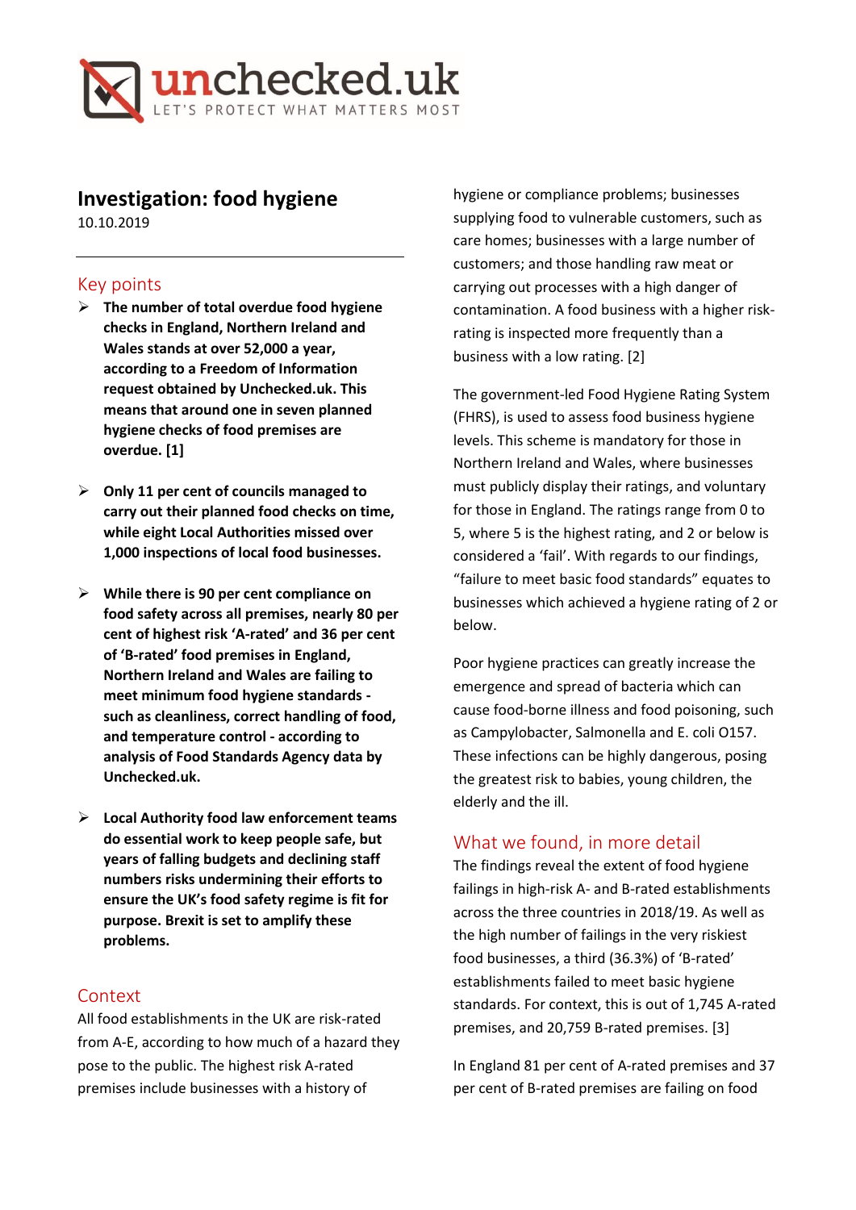unchecked.uk

LET'S PROTECT WHAT MATTERS MOST

# Investigation: food hygiene

10.10.2019

## Key points

- **The number of total overdue food hygiene checks in England, Northern Ireland and Wales stands at over 52,000 a year, according to a Freedom of Information request obtained by Unchecked.uk. This means that around one in seven planned hygiene checks of food premises are overdue. [1]**
- **Only 11 per cent of councils managed to carry out their planned food checks on time, while eight Local Authorities missed over 1,000 inspections of local food businesses.**
- **While there is 90 per cent compliance on food safety across all premises, nearly 80 per cent of highest risk 'A-rated' and 36 per cent of 'B-rated' food premises in England, Northern Ireland and Wales are failing to meet minimum food hygiene standards - such as cleanliness, correct handling of food, and temperature control - according to analysis of Food Standards Agency data by Unchecked.uk.**
- **Local Authority food law enforcement teams do essential work to keep people safe, but years of falling budgets and declining staff numbers risks undermining their efforts to ensure the UK's food safety regime is fit for purpose. Brexit is set to amplify these problems.**

## Context

All food establishments in the UK are risk-rated from A-E, according to how much of a hazard they pose to the public. The highest risk A-rated premises include businesses with a history of hygiene or compliance problems; businesses supplying food to vulnerable customers, such as care homes; businesses with a large number of customers; and those handling raw meat or carrying out processes with a high danger of contamination. A food business with a higher risk-rating is inspected more frequently than a business with a low rating. [2]

The government-led Food Hygiene Rating System (FHRS), is used to assess food business hygiene levels. This scheme is mandatory for those in Northern Ireland and Wales, where businesses must publicly display their ratings, and voluntary for those in England. The ratings range from 0 to 5, where 5 is the highest rating, and 2 or below is considered a 'fail'. With regards to our findings, "failure to meet basic food standards" equates to businesses which achieved a hygiene rating of 2 or below.

Poor hygiene practices can greatly increase the emergence and spread of bacteria which can cause food-borne illness and food poisoning, such as Campylobacter, Salmonella and E. coli O157. These infections can be highly dangerous, posing the greatest risk to babies, young children, the elderly and the ill.

## What we found, in more detail

The findings reveal the extent of food hygiene failings in high-risk A- and B-rated establishments across the three countries in 2018/19. As well as the high number of failings in the very riskiest food businesses, a third (36.3%) of 'B-rated' establishments failed to meet basic hygiene standards. For context, this is out of 1,745 A-rated premises, and 20,759 B-rated premises. [3]

In England 81 per cent of A-rated premises and 37 per cent of B-rated premises are failing on food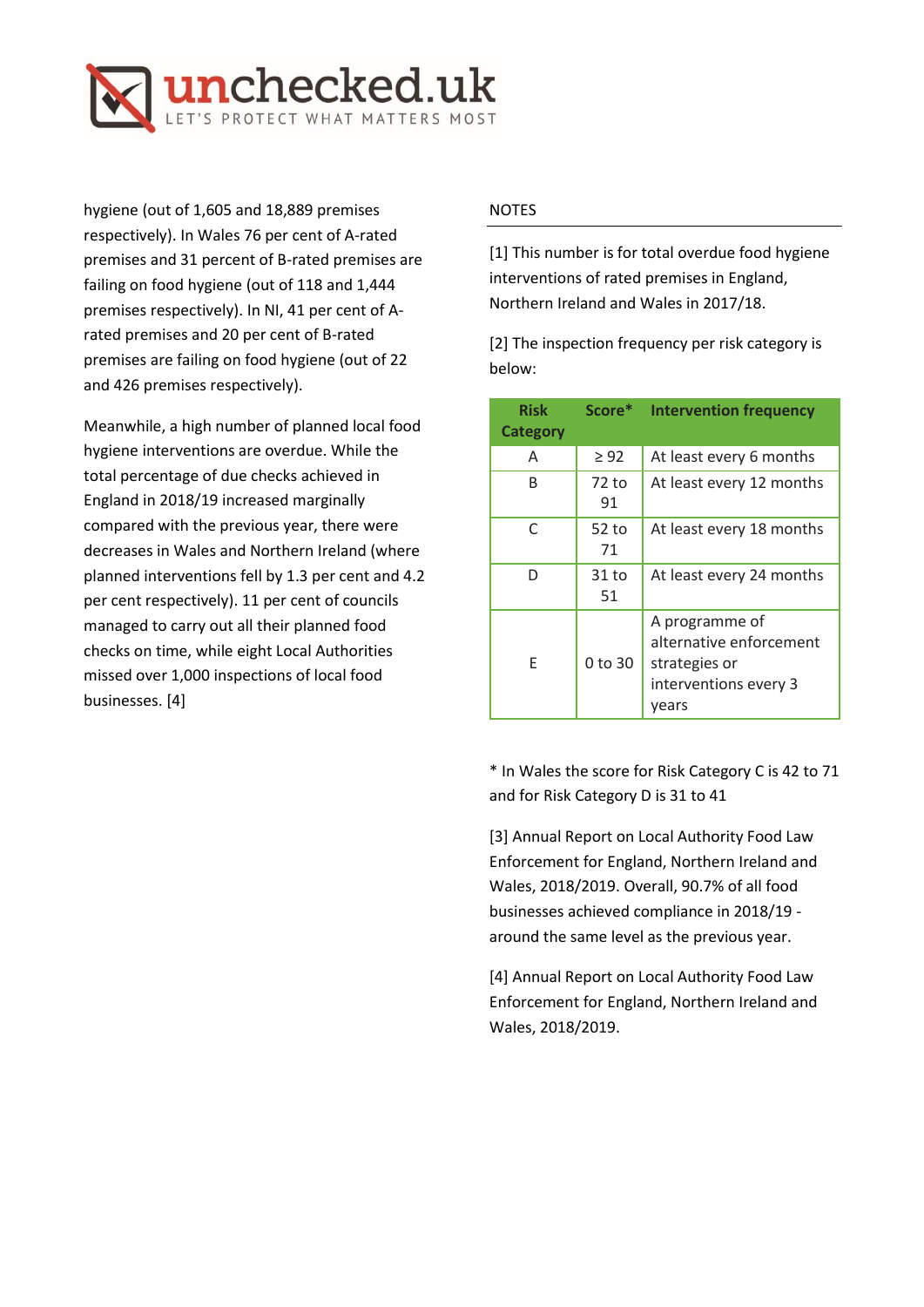hygiene (out of 1,605 and 18,889 premises respectively). In Wales 76 per cent of A-rated premises and 31 percent of B-rated premises are failing on food hygiene (out of 118 and 1,444 premises respectively). In NI, 41 per cent of A-rated premises and 20 per cent of B-rated premises are failing on food hygiene (out of 22 and 426 premises respectively).

Meanwhile, a high number of planned local food hygiene interventions are overdue. While the total percentage of due checks achieved in England in 2018/19 increased marginally compared with the previous year, there were decreases in Wales and Northern Ireland (where planned interventions fell by 1.3 per cent and 4.2 per cent respectively). 11 per cent of councils managed to carry out all their planned food checks on time, while eight Local Authorities missed over 1,000 inspections of local food businesses. [4]

NOTES

[1] This number is for total overdue food hygiene interventions of rated premises in England, Northern Ireland and Wales in 2017/18.

[2] The inspection frequency per risk category is below:

| Risk Category | Score* | Intervention frequency |
|---|---|---|
| A | ≥ 92 | At least every 6 months |
| B | 72 to 91 | At least every 12 months |
| C | 52 to 71 | At least every 18 months |
| D | 31 to 51 | At least every 24 months |
| E | 0 to 30 | A programme of alternative enforcement strategies or interventions every 3 years |

* In Wales the score for Risk Category C is 42 to 71 and for Risk Category D is 31 to 41

[3] Annual Report on Local Authority Food Law Enforcement for England, Northern Ireland and Wales, 2018/2019. Overall, 90.7% of all food businesses achieved compliance in 2018/19 - around the same level as the previous year.

[4] Annual Report on Local Authority Food Law Enforcement for England, Northern Ireland and Wales, 2018/2019.